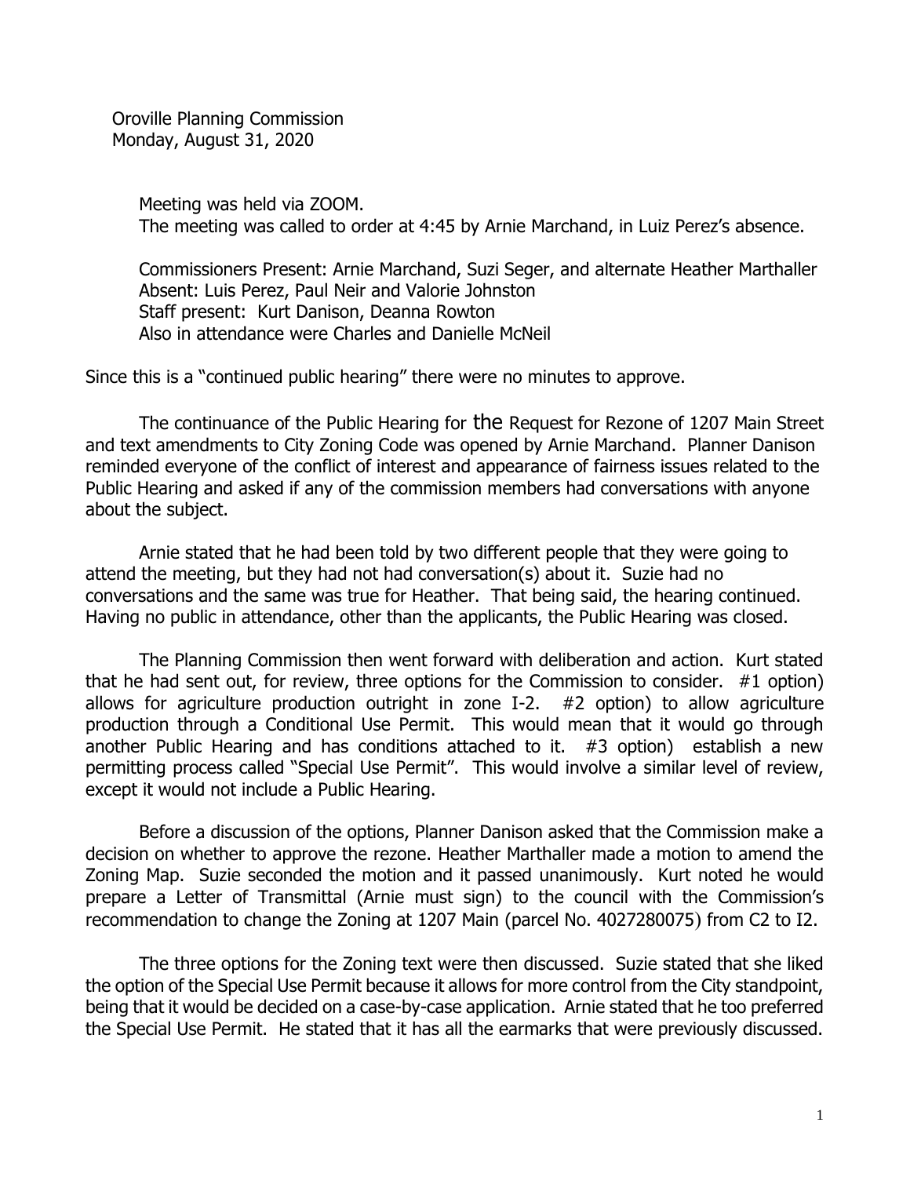Oroville Planning Commission
Monday, August 31, 2020

Meeting was held via ZOOM.
The meeting was called to order at 4:45 by Arnie Marchand, in Luiz Perez's absence.

Commissioners Present: Arnie Marchand, Suzi Seger, and alternate Heather Marthaller
Absent: Luis Perez, Paul Neir and Valorie Johnston
Staff present: Kurt Danison, Deanna Rowton
Also in attendance were Charles and Danielle McNeil

Since this is a "continued public hearing" there were no minutes to approve.

The continuance of the Public Hearing for the Request for Rezone of 1207 Main Street and text amendments to City Zoning Code was opened by Arnie Marchand. Planner Danison reminded everyone of the conflict of interest and appearance of fairness issues related to the Public Hearing and asked if any of the commission members had conversations with anyone about the subject.

Arnie stated that he had been told by two different people that they were going to attend the meeting, but they had not had conversation(s) about it. Suzie had no conversations and the same was true for Heather. That being said, the hearing continued. Having no public in attendance, other than the applicants, the Public Hearing was closed.

The Planning Commission then went forward with deliberation and action. Kurt stated that he had sent out, for review, three options for the Commission to consider. #1 option) allows for agriculture production outright in zone I-2. #2 option) to allow agriculture production through a Conditional Use Permit. This would mean that it would go through another Public Hearing and has conditions attached to it. #3 option) establish a new permitting process called "Special Use Permit". This would involve a similar level of review, except it would not include a Public Hearing.

Before a discussion of the options, Planner Danison asked that the Commission make a decision on whether to approve the rezone. Heather Marthaller made a motion to amend the Zoning Map. Suzie seconded the motion and it passed unanimously. Kurt noted he would prepare a Letter of Transmittal (Arnie must sign) to the council with the Commission's recommendation to change the Zoning at 1207 Main (parcel No. 4027280075) from C2 to I2.

The three options for the Zoning text were then discussed. Suzie stated that she liked the option of the Special Use Permit because it allows for more control from the City standpoint, being that it would be decided on a case-by-case application. Arnie stated that he too preferred the Special Use Permit. He stated that it has all the earmarks that were previously discussed.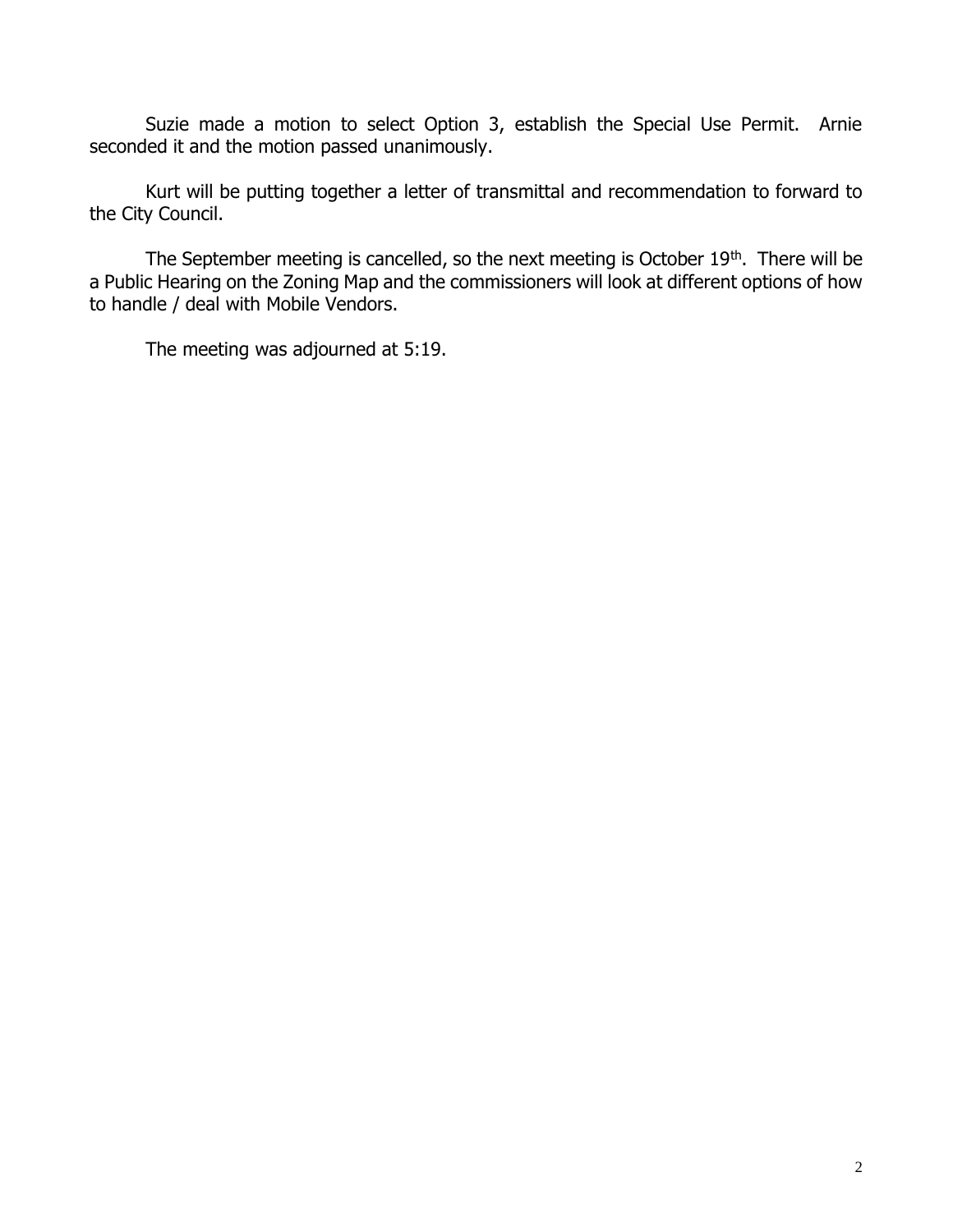Suzie made a motion to select Option 3, establish the Special Use Permit. Arnie seconded it and the motion passed unanimously.

Kurt will be putting together a letter of transmittal and recommendation to forward to the City Council.

The September meeting is cancelled, so the next meeting is October 19th. There will be a Public Hearing on the Zoning Map and the commissioners will look at different options of how to handle / deal with Mobile Vendors.

The meeting was adjourned at 5:19.